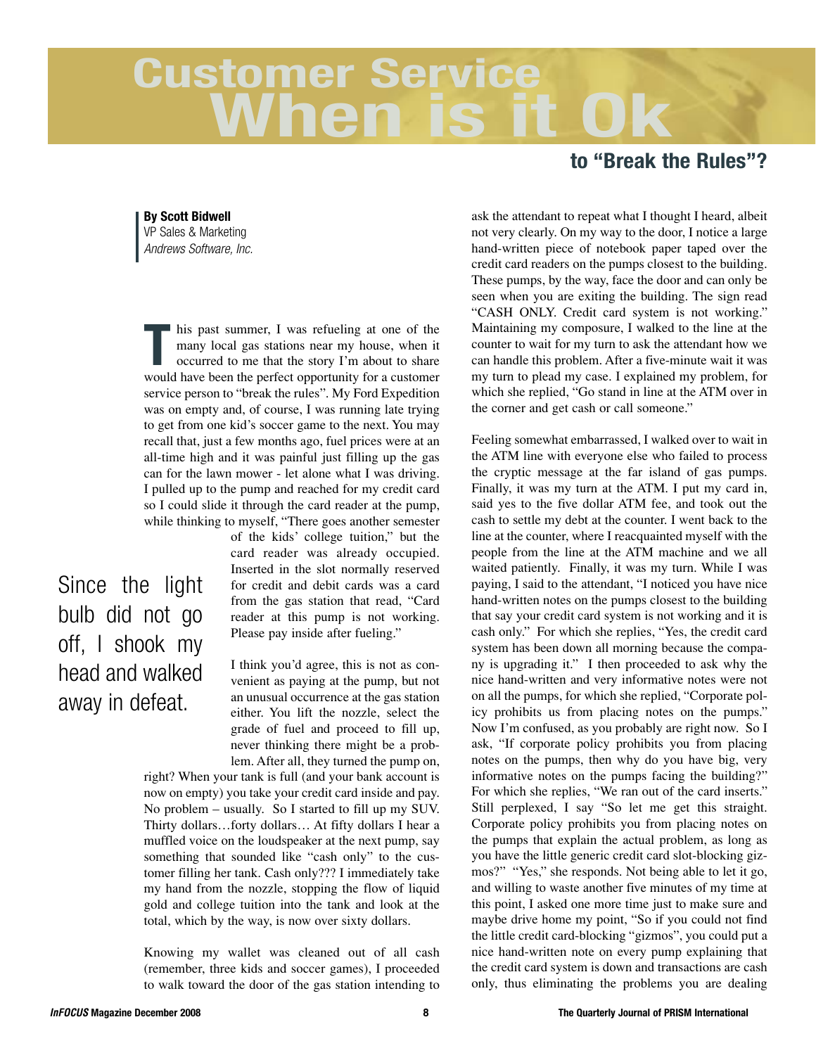# Customer Service When is it Ok to "Break the Rules"?

**By Scott Bidwell**
VP Sales & Marketing
*Andrews Software, Inc.*

This past summer, I was refueling at one of the many local gas stations near my house, when it occurred to me that the story I'm about to share would have been the perfect opportunity for a customer service person to "break the rules". My Ford Expedition was on empty and, of course, I was running late trying to get from one kid's soccer game to the next. You may recall that, just a few months ago, fuel prices were at an all-time high and it was painful just filling up the gas can for the lawn mower - let alone what I was driving. I pulled up to the pump and reached for my credit card so I could slide it through the card reader at the pump, while thinking to myself, "There goes another semester of the kids' college tuition," but the card reader was already occupied. Inserted in the slot normally reserved for credit and debit cards was a card from the gas station that read, "Card reader at this pump is not working. Please pay inside after fueling."

> Since the light bulb did not go off, I shook my head and walked away in defeat.

I think you'd agree, this is not as convenient as paying at the pump, but not an unusual occurrence at the gas station either. You lift the nozzle, select the grade of fuel and proceed to fill up, never thinking there might be a problem. After all, they turned the pump on, right? When your tank is full (and your bank account is now on empty) you take your credit card inside and pay. No problem – usually. So I started to fill up my SUV. Thirty dollars…forty dollars… At fifty dollars I hear a muffled voice on the loudspeaker at the next pump, say something that sounded like "cash only" to the customer filling her tank. Cash only??? I immediately take my hand from the nozzle, stopping the flow of liquid gold and college tuition into the tank and look at the total, which by the way, is now over sixty dollars.

Knowing my wallet was cleaned out of all cash (remember, three kids and soccer games), I proceeded to walk toward the door of the gas station intending to ask the attendant to repeat what I thought I heard, albeit not very clearly. On my way to the door, I notice a large hand-written piece of notebook paper taped over the credit card readers on the pumps closest to the building. These pumps, by the way, face the door and can only be seen when you are exiting the building. The sign read "CASH ONLY. Credit card system is not working." Maintaining my composure, I walked to the line at the counter to wait for my turn to ask the attendant how we can handle this problem. After a five-minute wait it was my turn to plead my case. I explained my problem, for which she replied, "Go stand in line at the ATM over in the corner and get cash or call someone."

Feeling somewhat embarrassed, I walked over to wait in the ATM line with everyone else who failed to process the cryptic message at the far island of gas pumps. Finally, it was my turn at the ATM. I put my card in, said yes to the five dollar ATM fee, and took out the cash to settle my debt at the counter. I went back to the line at the counter, where I reacquainted myself with the people from the line at the ATM machine and we all waited patiently. Finally, it was my turn. While I was paying, I said to the attendant, "I noticed you have nice hand-written notes on the pumps closest to the building that say your credit card system is not working and it is cash only." For which she replies, "Yes, the credit card system has been down all morning because the company is upgrading it." I then proceeded to ask why the nice hand-written and very informative notes were not on all the pumps, for which she replied, "Corporate policy prohibits us from placing notes on the pumps." Now I'm confused, as you probably are right now. So I ask, "If corporate policy prohibits you from placing notes on the pumps, then why do you have big, very informative notes on the pumps facing the building?" For which she replies, "We ran out of the card inserts." Still perplexed, I say "So let me get this straight. Corporate policy prohibits you from placing notes on the pumps that explain the actual problem, as long as you have the little generic credit card slot-blocking gizmos?" "Yes," she responds. Not being able to let it go, and willing to waste another five minutes of my time at this point, I asked one more time just to make sure and maybe drive home my point, "So if you could not find the little credit card-blocking "gizmos", you could put a nice hand-written note on every pump explaining that the credit card system is down and transactions are cash only, thus eliminating the problems you are dealing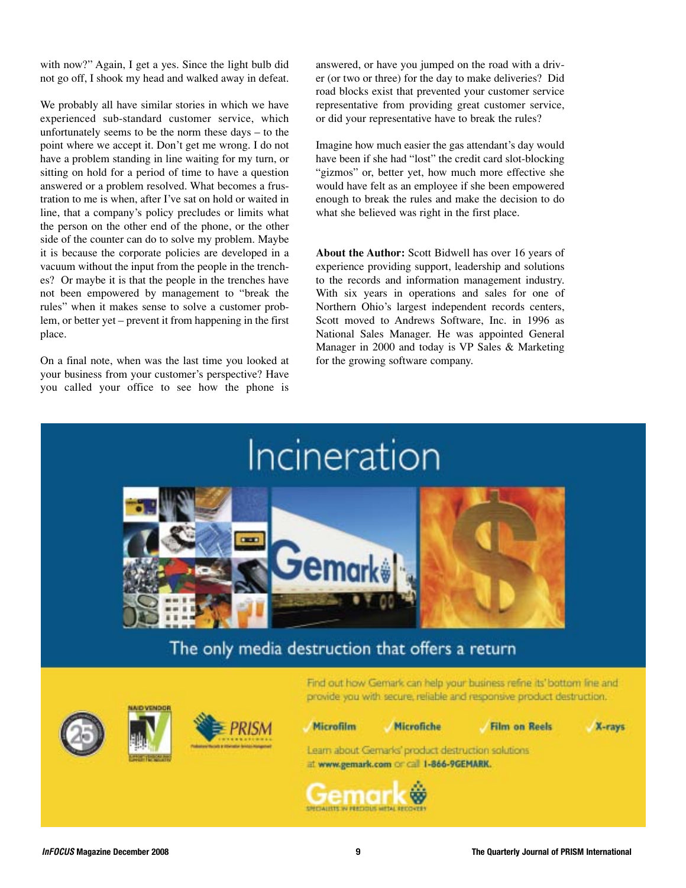with now?" Again, I get a yes. Since the light bulb did not go off, I shook my head and walked away in defeat.

We probably all have similar stories in which we have experienced sub-standard customer service, which unfortunately seems to be the norm these days – to the point where we accept it. Don't get me wrong. I do not have a problem standing in line waiting for my turn, or sitting on hold for a period of time to have a question answered or a problem resolved. What becomes a frustration to me is when, after I've sat on hold or waited in line, that a company's policy precludes or limits what the person on the other end of the phone, or the other side of the counter can do to solve my problem. Maybe it is because the corporate policies are developed in a vacuum without the input from the people in the trenches? Or maybe it is that the people in the trenches have not been empowered by management to "break the rules" when it makes sense to solve a customer problem, or better yet – prevent it from happening in the first place.

On a final note, when was the last time you looked at your business from your customer's perspective? Have you called your office to see how the phone is answered, or have you jumped on the road with a driver (or two or three) for the day to make deliveries? Did road blocks exist that prevented your customer service representative from providing great customer service, or did your representative have to break the rules?

Imagine how much easier the gas attendant's day would have been if she had "lost" the credit card slot-blocking "gizmos" or, better yet, how much more effective she would have felt as an employee if she been empowered enough to break the rules and make the decision to do what she believed was right in the first place.

**About the Author:** Scott Bidwell has over 16 years of experience providing support, leadership and solutions to the records and information management industry. With six years in operations and sales for one of Northern Ohio's largest independent records centers, Scott moved to Andrews Software, Inc. in 1996 as National Sales Manager. He was appointed General Manager in 2000 and today is VP Sales & Marketing for the growing software company.

Incineration

Gemark

The only media destruction that offers a return

Find out how Gemark can help your business refine its' bottom line and provide you with secure, reliable and responsive product destruction.

- Microfilm
- Microfiche
- Film on Reels
- X-rays

Learn about Gemarks' product destruction solutions at **www.gemark.com** or call **1-866-9GEMARK.**

Gemark
SPECIALISTS IN PRECIOUS METAL RECOVERY